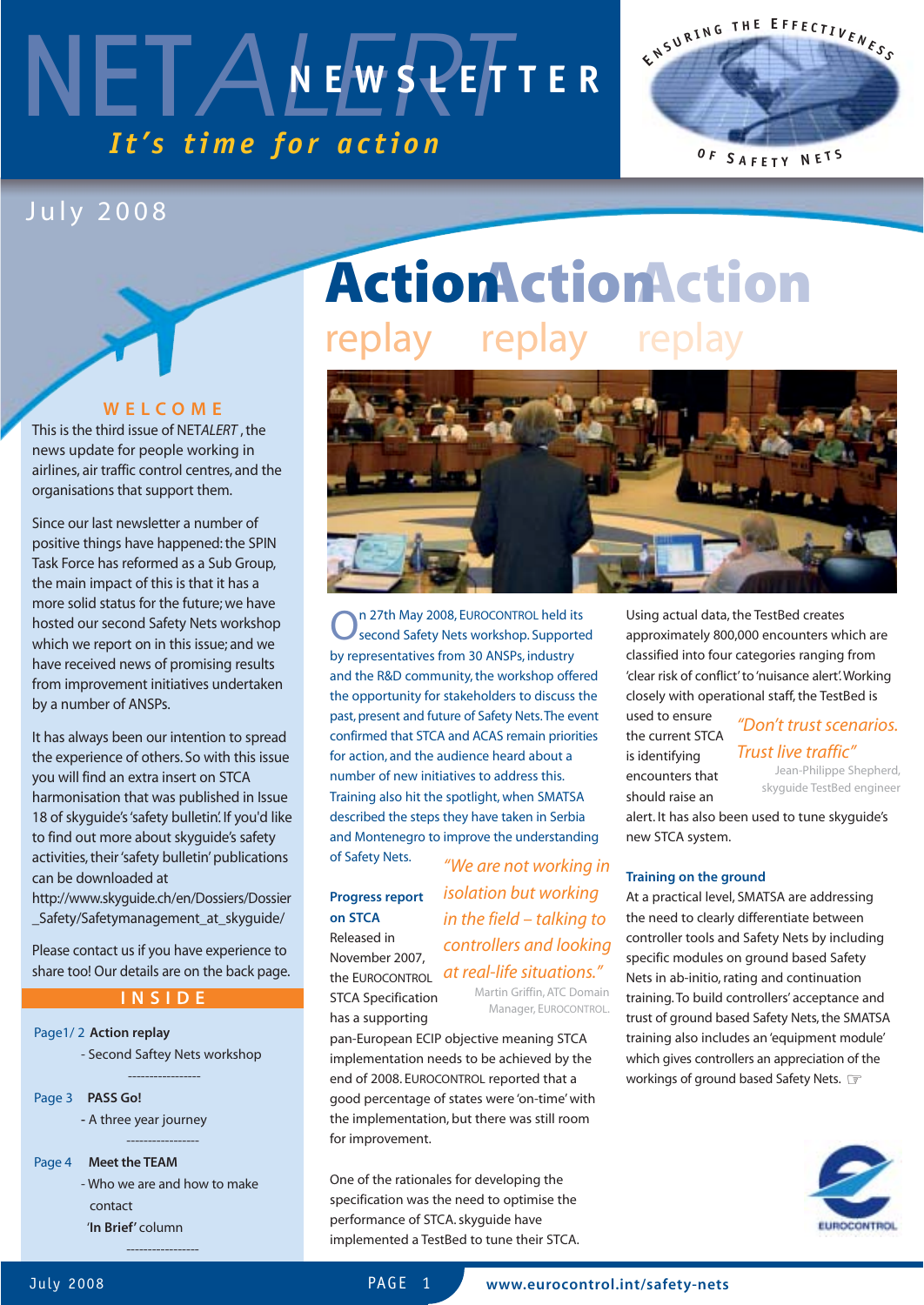# NETALERT NEWSLETTER

*It's time for action*

ENSURING THE EFFECTIVENESS OF SAFETY NETS

July 2008

## WELCOME

This is the third issue of NET*ALERT*, the news update for people working in airlines, air traffic control centres, and the organisations that support them.

Since our last newsletter a number of positive things have happened: the SPIN Task Force has reformed as a Sub Group, the main impact of this is that it has a more solid status for the future; we have hosted our second Safety Nets workshop which we report on in this issue; and we have received news of promising results from improvement initiatives undertaken by a number of ANSPs.

It has always been our intention to spread the experience of others. So with this issue you will find an extra insert on STCA harmonisation that was published in Issue 18 of skyguide's 'safety bulletin'. If you'd like to find out more about skyguide's safety activities, their 'safety bulletin' publications can be downloaded at http://www.skyguide.ch/en/Dossiers/Dossier_Safety/Safetymanagement_at_skyguide/

Please contact us if you have experience to share too! Our details are on the back page.

## INSIDE

Page1/ 2 **Action replay**
- Second Saftey Nets workshop

Page 3 **PASS Go!**
- A three year journey

Page 4 **Meet the TEAM**
- Who we are and how to make contact
- **'In Brief'** column

# Action Action Action
## replay replay replay

On 27th May 2008, EUROCONTROL held its second Safety Nets workshop. Supported by representatives from 30 ANSPs, industry and the R&D community, the workshop offered the opportunity for stakeholders to discuss the past, present and future of Safety Nets. The event confirmed that STCA and ACAS remain priorities for action, and the audience heard about a number of new initiatives to address this. Training also hit the spotlight, when SMATSA described the steps they have taken in Serbia and Montenegro to improve the understanding of Safety Nets.

> *"We are not working in isolation but working in the field – talking to controllers and looking at real-life situations."*
> Martin Griffin, ATC Domain Manager, EUROCONTROL.

### Progress report on STCA

Released in November 2007, the EUROCONTROL STCA Specification has a supporting pan-European ECIP objective meaning STCA implementation needs to be achieved by the end of 2008. EUROCONTROL reported that a good percentage of states were 'on-time' with the implementation, but there was still room for improvement.

One of the rationales for developing the specification was the need to optimise the performance of STCA. skyguide have implemented a TestBed to tune their STCA. Using actual data, the TestBed creates approximately 800,000 encounters which are classified into four categories ranging from 'clear risk of conflict' to 'nuisance alert'. Working closely with operational staff, the TestBed is used to ensure the current STCA is identifying encounters that should raise an alert. It has also been used to tune skyguide's new STCA system.

> *"Don't trust scenarios. Trust live traffic"*
> Jean-Philippe Shepherd, skyguide TestBed engineer

### Training on the ground

At a practical level, SMATSA are addressing the need to clearly differentiate between controller tools and Safety Nets by including specific modules on ground based Safety Nets in ab-initio, rating and continuation training. To build controllers' acceptance and trust of ground based Safety Nets, the SMATSA training also includes an 'equipment module' which gives controllers an appreciation of the workings of ground based Safety Nets. ☞

www.eurocontrol.int/safety-nets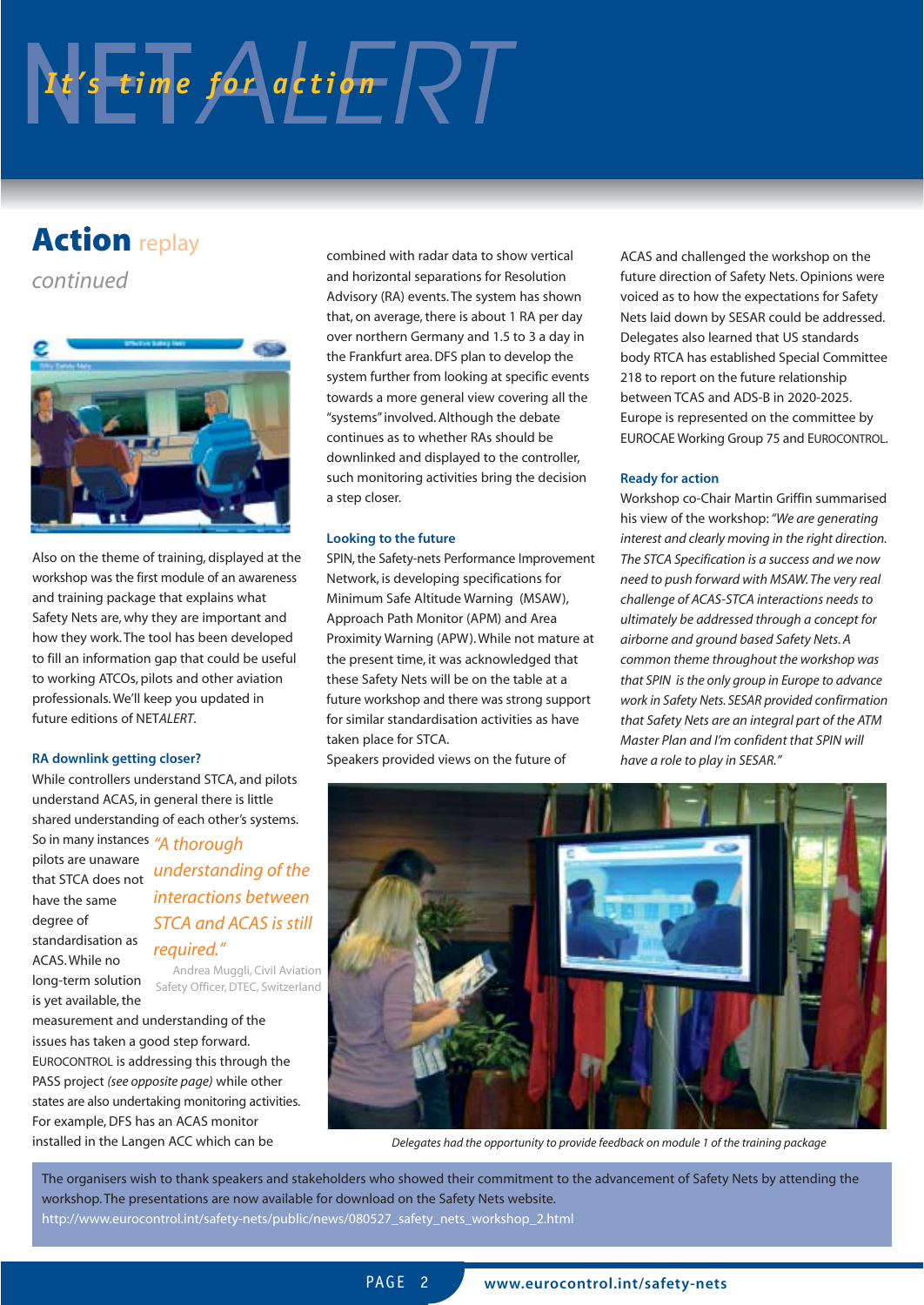# NETALERT

*It's time for action*

## Action replay

*continued*

Also on the theme of training, displayed at the workshop was the first module of an awareness and training package that explains what Safety Nets are, why they are important and how they work. The tool has been developed to fill an information gap that could be useful to working ATCOs, pilots and other aviation professionals. We'll keep you updated in future editions of NET*ALERT*.

### RA downlink getting closer?

While controllers understand STCA, and pilots understand ACAS, in general there is little shared understanding of each other's systems. So in many instances pilots are unaware that STCA does not have the same degree of standardisation as ACAS. While no long-term solution is yet available, the measurement and understanding of the issues has taken a good step forward. EUROCONTROL is addressing this through the PASS project *(see opposite page)* while other states are also undertaking monitoring activities. For example, DFS has an ACAS monitor installed in the Langen ACC which can be combined with radar data to show vertical and horizontal separations for Resolution Advisory (RA) events. The system has shown that, on average, there is about 1 RA per day over northern Germany and 1.5 to 3 a day in the Frankfurt area. DFS plan to develop the system further from looking at specific events towards a more general view covering all the "systems" involved. Although the debate continues as to whether RAs should be downlinked and displayed to the controller, such monitoring activities bring the decision a step closer.

> *"A thorough understanding of the interactions between STCA and ACAS is still required."*
>
> Andrea Muggli, Civil Aviation Safety Officer, DTEC, Switzerland

### Looking to the future

SPIN, the Safety-nets Performance Improvement Network, is developing specifications for Minimum Safe Altitude Warning (MSAW), Approach Path Monitor (APM) and Area Proximity Warning (APW). While not mature at the present time, it was acknowledged that these Safety Nets will be on the table at a future workshop and there was strong support for similar standardisation activities as have taken place for STCA.

Speakers provided views on the future of ACAS and challenged the workshop on the future direction of Safety Nets. Opinions were voiced as to how the expectations for Safety Nets laid down by SESAR could be addressed. Delegates also learned that US standards body RTCA has established Special Committee 218 to report on the future relationship between TCAS and ADS-B in 2020-2025. Europe is represented on the committee by EUROCAE Working Group 75 and EUROCONTROL.

### Ready for action

Workshop co-Chair Martin Griffin summarised his view of the workshop: *"We are generating interest and clearly moving in the right direction. The STCA Specification is a success and we now need to push forward with MSAW. The very real challenge of ACAS-STCA interactions needs to ultimately be addressed through a concept for airborne and ground based Safety Nets. A common theme throughout the workshop was that SPIN is the only group in Europe to advance work in Safety Nets. SESAR provided confirmation that Safety Nets are an integral part of the ATM Master Plan and I'm confident that SPIN will have a role to play in SESAR."*

*Delegates had the opportunity to provide feedback on module 1 of the training package*

The organisers wish to thank speakers and stakeholders who showed their commitment to the advancement of Safety Nets by attending the workshop. The presentations are now available for download on the Safety Nets website.
http://www.eurocontrol.int/safety-nets/public/news/080527_safety_nets_workshop_2.html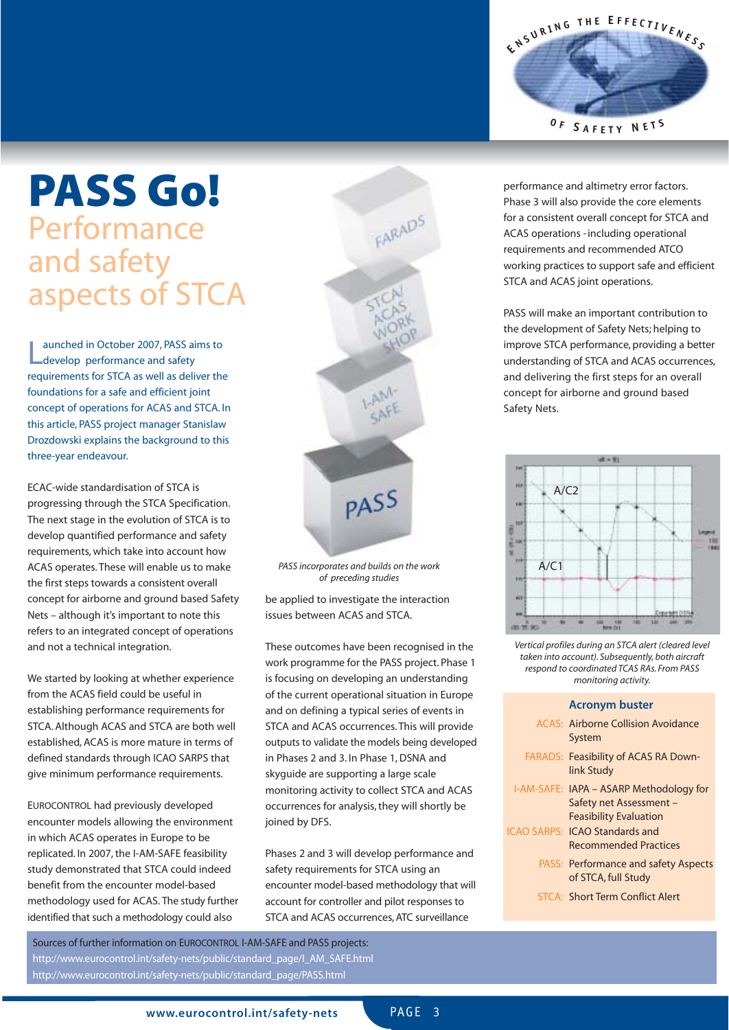# PASS Go!

## Performance and safety aspects of STCA

Launched in October 2007, PASS aims to develop performance and safety requirements for STCA as well as deliver the foundations for a safe and efficient joint concept of operations for ACAS and STCA. In this article, PASS project manager Stanislaw Drozdowski explains the background to this three-year endeavour.

ECAC-wide standardisation of STCA is progressing through the STCA Specification. The next stage in the evolution of STCA is to develop quantified performance and safety requirements, which take into account how ACAS operates. These will enable us to make the first steps towards a consistent overall concept for airborne and ground based Safety Nets – although it's important to note this refers to an integrated concept of operations and not a technical integration.

We started by looking at whether experience from the ACAS field could be useful in establishing performance requirements for STCA. Although ACAS and STCA are both well established, ACAS is more mature in terms of defined standards through ICAO SARPS that give minimum performance requirements.

EUROCONTROL had previously developed encounter models allowing the environment in which ACAS operates in Europe to be replicated. In 2007, the I-AM-SAFE feasibility study demonstrated that STCA could indeed benefit from the encounter model-based methodology used for ACAS. The study further identified that such a methodology could also be applied to investigate the interaction issues between ACAS and STCA.

*PASS incorporates and builds on the work of preceding studies*

These outcomes have been recognised in the work programme for the PASS project. Phase 1 is focusing on developing an understanding of the current operational situation in Europe and on defining a typical series of events in STCA and ACAS occurrences. This will provide outputs to validate the models being developed in Phases 2 and 3. In Phase 1, DSNA and skyguide are supporting a large scale monitoring activity to collect STCA and ACAS occurrences for analysis, they will shortly be joined by DFS.

Phases 2 and 3 will develop performance and safety requirements for STCA using an encounter model-based methodology that will account for controller and pilot responses to STCA and ACAS occurrences, ATC surveillance performance and altimetry error factors. Phase 3 will also provide the core elements for a consistent overall concept for STCA and ACAS operations - including operational requirements and recommended ATCO working practices to support safe and efficient STCA and ACAS joint operations.

PASS will make an important contribution to the development of Safety Nets; helping to improve STCA performance, providing a better understanding of STCA and ACAS occurrences, and delivering the first steps for an overall concept for airborne and ground based Safety Nets.

*Vertical profiles during an STCA alert (cleared level taken into account). Subsequently, both aircraft respond to coordinated TCAS RAs. From PASS monitoring activity.*

### Acronym buster

| | |
|---|---|
| ACAS: | Airborne Collision Avoidance System |
| FARADS: | Feasibility of ACAS RA Down-link Study |
| I-AM-SAFE: | IAPA – ASARP Methodology for Safety net Assessment – Feasibility Evaluation |
| ICAO SARPS: | ICAO Standards and Recommended Practices |
| PASS: | Performance and safety Aspects of STCA, full Study |
| STCA: | Short Term Conflict Alert |

Sources of further information on EUROCONTROL I-AM-SAFE and PASS projects:
http://www.eurocontrol.int/safety-nets/public/standard_page/I_AM_SAFE.html
http://www.eurocontrol.int/safety-nets/public/standard_page/PASS.html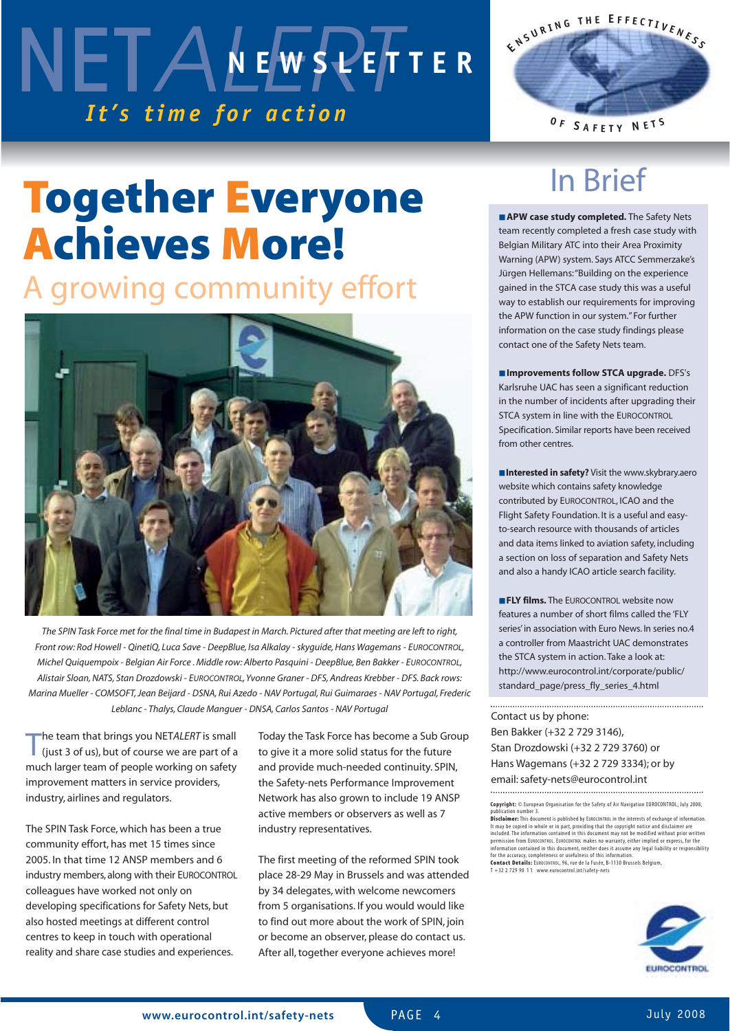# NETALERT NEWSLETTER

*It's time for action*

ENSURING THE EFFECTIVENESS OF SAFETY NETS

# Together Everyone Achieves More!

## A growing community effort

*The SPIN Task Force met for the final time in Budapest in March. Pictured after that meeting are left to right, Front row: Rod Howell - QinetiQ, Luca Save - DeepBlue, Isa Alkalay - skyguide, Hans Wagemans - EUROCONTROL, Michel Quiquempoix - Belgian Air Force . Middle row: Alberto Pasquini - DeepBlue, Ben Bakker - EUROCONTROL, Alistair Sloan, NATS, Stan Drozdowski - EUROCONTROL, Yvonne Graner - DFS, Andreas Krebber - DFS. Back rows: Marina Mueller - COMSOFT, Jean Beijard - DSNA, Rui Azedo - NAV Portugal, Rui Guimaraes - NAV Portugal, Frederic Leblanc - Thalys, Claude Manguer - DNSA, Carlos Santos - NAV Portugal*

The team that brings you NET*ALERT* is small (just 3 of us), but of course we are part of a much larger team of people working on safety improvement matters in service providers, industry, airlines and regulators.

The SPIN Task Force, which has been a true community effort, has met 15 times since 2005. In that time 12 ANSP members and 6 industry members, along with their EUROCONTROL colleagues have worked not only on developing specifications for Safety Nets, but also hosted meetings at different control centres to keep in touch with operational reality and share case studies and experiences.

Today the Task Force has become a Sub Group to give it a more solid status for the future and provide much-needed continuity. SPIN, the Safety-nets Performance Improvement Network has also grown to include 19 ANSP active members or observers as well as 7 industry representatives.

The first meeting of the reformed SPIN took place 28-29 May in Brussels and was attended by 34 delegates, with welcome newcomers from 5 organisations. If you would would like to find out more about the work of SPIN, join or become an observer, please do contact us. After all, together everyone achieves more!

# In Brief

**APW case study completed.** The Safety Nets team recently completed a fresh case study with Belgian Military ATC into their Area Proximity Warning (APW) system. Says ATCC Semmerzake's Jürgen Hellemans: "Building on the experience gained in the STCA case study this was a useful way to establish our requirements for improving the APW function in our system." For further information on the case study findings please contact one of the Safety Nets team.

**Improvements follow STCA upgrade.** DFS's Karlsruhe UAC has seen a significant reduction in the number of incidents after upgrading their STCA system in line with the EUROCONTROL Specification. Similar reports have been received from other centres.

**Interested in safety?** Visit the www.skybrary.aero website which contains safety knowledge contributed by EUROCONTROL, ICAO and the Flight Safety Foundation. It is a useful and easy-to-search resource with thousands of articles and data items linked to aviation safety, including a section on loss of separation and Safety Nets and also a handy ICAO article search facility.

**FLY films.** The EUROCONTROL website now features a number of short films called the 'FLY series' in association with Euro News. In series no.4 a controller from Maastricht UAC demonstrates the STCA system in action. Take a look at: http://www.eurocontrol.int/corporate/public/standard_page/press_fly_series_4.html

Contact us by phone:
Ben Bakker (+32 2 729 3146),
Stan Drozdowski (+32 2 729 3760) or
Hans Wagemans (+32 2 729 3334); or by
email: safety-nets@eurocontrol.int

**Copyright:** © European Organisation for the Safety of Air Navigation EUROCONTROL; July 2008; publication number 3.
**Disclaimer:** This document is published by EUROCONTROL in the interests of exchange of information. It may be copied in whole or in part, providing that the copyright notice and disclaimer are included. The information contained in this document may not be modified without prior written permission from EUROCONTROL. EUROCONTROL makes no warranty, either implied or express, for the information contained in this document, neither does it assume any legal liability or responsibility for the accuracy, completeness or usefulness of this information.
**Contact Details:** EUROCONTROL, 96, rue de la Fusée, B-1130 Brussels Belgium, T +32 2 729 90 11 www.eurocontrol.int/safety-nets

EUROCONTROL

www.eurocontrol.int/safety-nets

July 2008